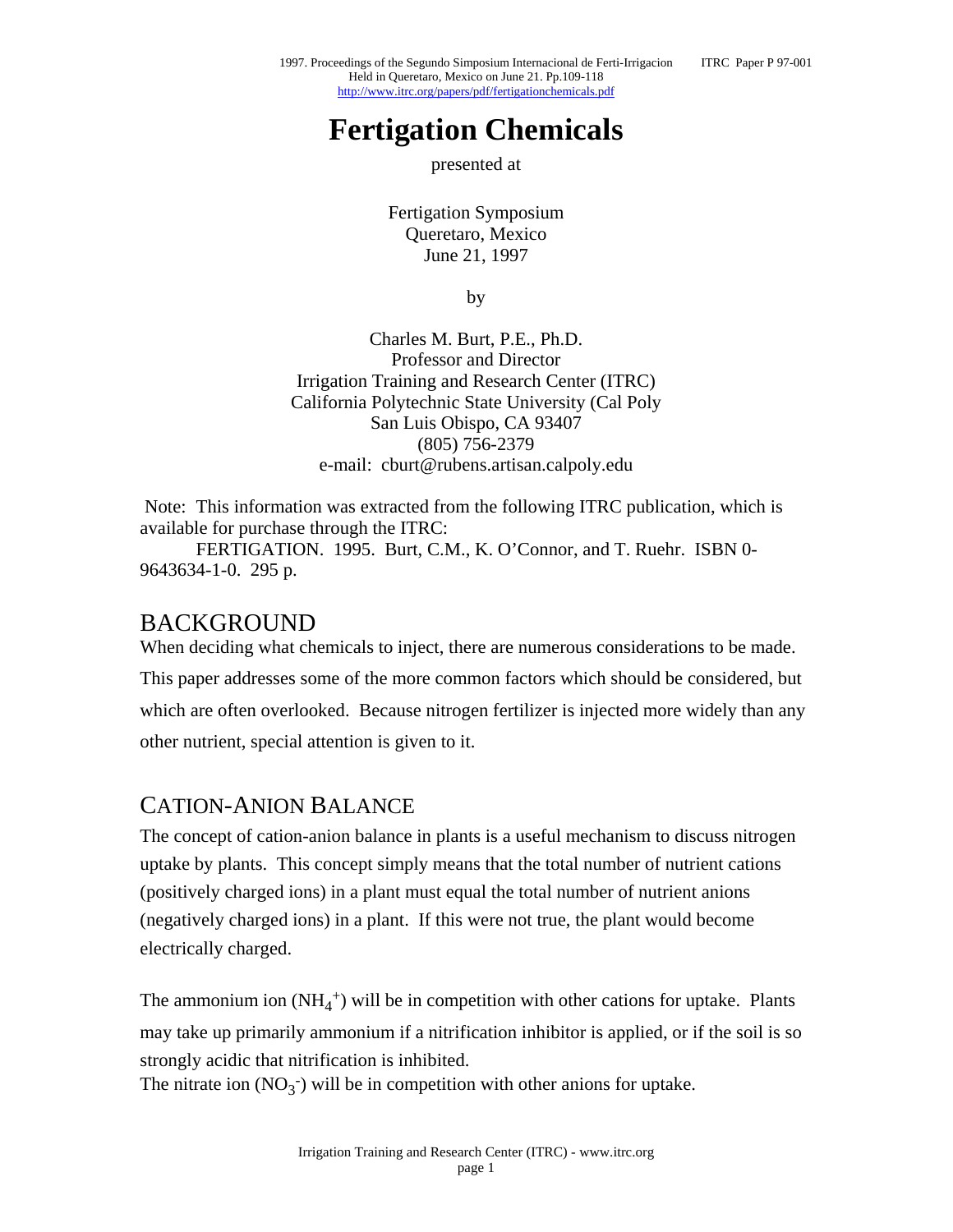1997. Proceedings of the Segundo Simposium Internacional de Ferti-Irrigacion Held in Queretaro, Mexico on June 21. Pp.109-118 ITRC Paper P 97-001
http://www.itrc.org/papers/pdf/fertigationchemicals.pdf

# Fertigation Chemicals

presented at

Fertigation Symposium
Queretaro, Mexico
June 21, 1997

by

Charles M. Burt, P.E., Ph.D.
Professor and Director
Irrigation Training and Research Center (ITRC)
California Polytechnic State University (Cal Poly
San Luis Obispo, CA 93407
(805) 756-2379
e-mail: cburt@rubens.artisan.calpoly.edu

Note: This information was extracted from the following ITRC publication, which is available for purchase through the ITRC:
FERTIGATION. 1995. Burt, C.M., K. O'Connor, and T. Ruehr. ISBN 0-9643634-1-0. 295 p.

## BACKGROUND

When deciding what chemicals to inject, there are numerous considerations to be made. This paper addresses some of the more common factors which should be considered, but which are often overlooked. Because nitrogen fertilizer is injected more widely than any other nutrient, special attention is given to it.

## CATION-ANION BALANCE

The concept of cation-anion balance in plants is a useful mechanism to discuss nitrogen uptake by plants. This concept simply means that the total number of nutrient cations (positively charged ions) in a plant must equal the total number of nutrient anions (negatively charged ions) in a plant. If this were not true, the plant would become electrically charged.

The ammonium ion ($NH_4^+$) will be in competition with other cations for uptake. Plants may take up primarily ammonium if a nitrification inhibitor is applied, or if the soil is so strongly acidic that nitrification is inhibited.
The nitrate ion ($NO_3^-$) will be in competition with other anions for uptake.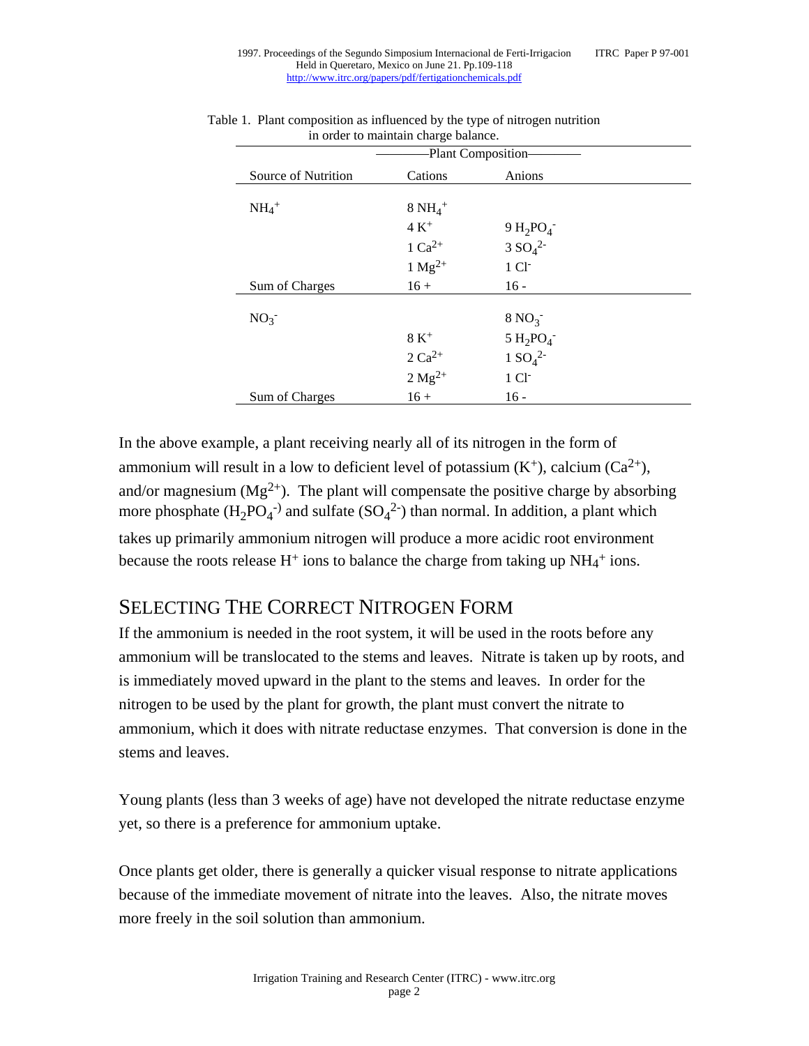Table 1. Plant composition as influenced by the type of nitrogen nutrition in order to maintain charge balance.

| | Plant Composition | |
| --- | --- | --- |
| Source of Nutrition | Cations | Anions |
| $NH_4^+$ | 8 $NH_4^+$ | |
| | 4 $K^+$ | 9 $H_2PO_4^-$ |
| | 1 $Ca^{2+}$ | 3 $SO_4^{2-}$ |
| | 1 $Mg^{2+}$ | 1 $Cl^-$ |
| Sum of Charges | 16 + | 16 - |
| $NO_3^-$ | | 8 $NO_3^-$ |
| | 8 $K^+$ | 5 $H_2PO_4^-$ |
| | 2 $Ca^{2+}$ | 1 $SO_4^{2-}$ |
| | 2 $Mg^{2+}$ | 1 $Cl^-$ |
| Sum of Charges | 16 + | 16 - |

In the above example, a plant receiving nearly all of its nitrogen in the form of ammonium will result in a low to deficient level of potassium ($K^+$), calcium ($Ca^{2+}$), and/or magnesium ($Mg^{2+}$). The plant will compensate the positive charge by absorbing more phosphate ($H_2PO_4^-$) and sulfate ($SO_4^{2-}$) than normal. In addition, a plant which takes up primarily ammonium nitrogen will produce a more acidic root environment because the roots release $H^+$ ions to balance the charge from taking up $NH_4^+$ ions.

## SELECTING THE CORRECT NITROGEN FORM

If the ammonium is needed in the root system, it will be used in the roots before any ammonium will be translocated to the stems and leaves. Nitrate is taken up by roots, and is immediately moved upward in the plant to the stems and leaves. In order for the nitrogen to be used by the plant for growth, the plant must convert the nitrate to ammonium, which it does with nitrate reductase enzymes. That conversion is done in the stems and leaves.

Young plants (less than 3 weeks of age) have not developed the nitrate reductase enzyme yet, so there is a preference for ammonium uptake.

Once plants get older, there is generally a quicker visual response to nitrate applications because of the immediate movement of nitrate into the leaves. Also, the nitrate moves more freely in the soil solution than ammonium.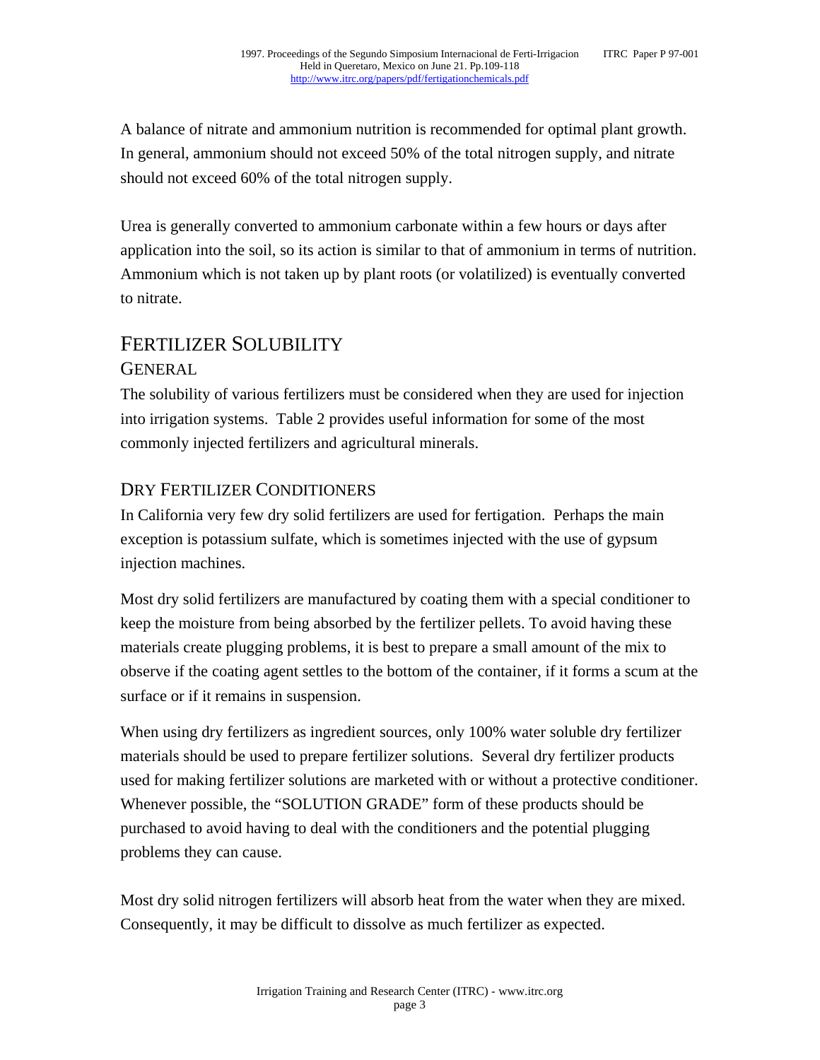A balance of nitrate and ammonium nutrition is recommended for optimal plant growth. In general, ammonium should not exceed 50% of the total nitrogen supply, and nitrate should not exceed 60% of the total nitrogen supply.

Urea is generally converted to ammonium carbonate within a few hours or days after application into the soil, so its action is similar to that of ammonium in terms of nutrition. Ammonium which is not taken up by plant roots (or volatilized) is eventually converted to nitrate.

## FERTILIZER SOLUBILITY

### GENERAL

The solubility of various fertilizers must be considered when they are used for injection into irrigation systems. Table 2 provides useful information for some of the most commonly injected fertilizers and agricultural minerals.

### DRY FERTILIZER CONDITIONERS

In California very few dry solid fertilizers are used for fertigation. Perhaps the main exception is potassium sulfate, which is sometimes injected with the use of gypsum injection machines.

Most dry solid fertilizers are manufactured by coating them with a special conditioner to keep the moisture from being absorbed by the fertilizer pellets. To avoid having these materials create plugging problems, it is best to prepare a small amount of the mix to observe if the coating agent settles to the bottom of the container, if it forms a scum at the surface or if it remains in suspension.

When using dry fertilizers as ingredient sources, only 100% water soluble dry fertilizer materials should be used to prepare fertilizer solutions. Several dry fertilizer products used for making fertilizer solutions are marketed with or without a protective conditioner. Whenever possible, the "SOLUTION GRADE" form of these products should be purchased to avoid having to deal with the conditioners and the potential plugging problems they can cause.

Most dry solid nitrogen fertilizers will absorb heat from the water when they are mixed. Consequently, it may be difficult to dissolve as much fertilizer as expected.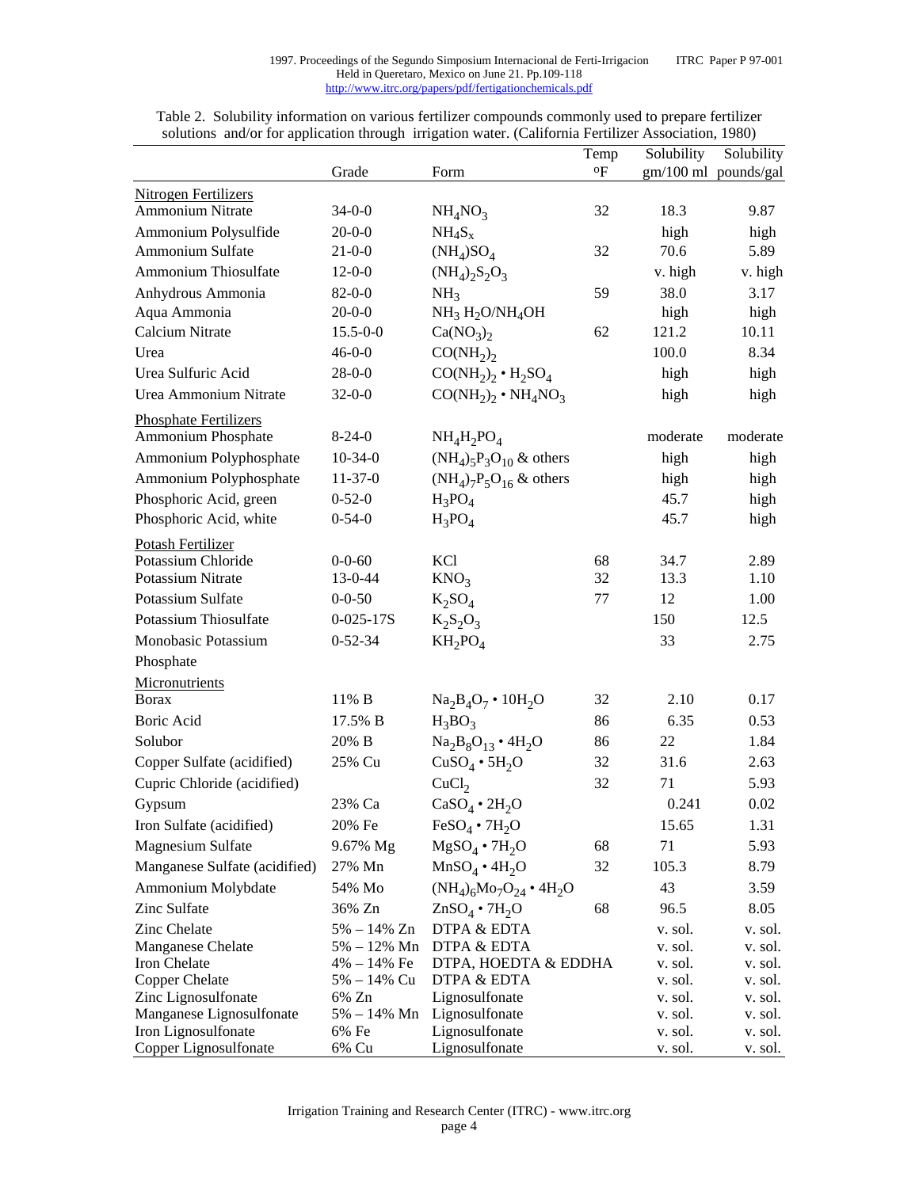Table 2. Solubility information on various fertilizer compounds commonly used to prepare fertilizer solutions and/or for application through irrigation water. (California Fertilizer Association, 1980)

| | Grade | Form | Temp °F | Solubility gm/100 ml | Solubility pounds/gal |
|---|---|---|---|---|---|
| Nitrogen Fertilizers | | | | | |
| Ammonium Nitrate | 34-0-0 | $NH_4NO_3$ | 32 | 18.3 | 9.87 |
| Ammonium Polysulfide | 20-0-0 | $NH_4S_x$ | | high | high |
| Ammonium Sulfate | 21-0-0 | $(NH_4)SO_4$ | 32 | 70.6 | 5.89 |
| Ammonium Thiosulfate | 12-0-0 | $(NH_4)_2S_2O_3$ | | v. high | v. high |
| Anhydrous Ammonia | 82-0-0 | $NH_3$ | 59 | 38.0 | 3.17 |
| Aqua Ammonia | 20-0-0 | $NH_3$ $H_2O/NH_4OH$ | | high | high |
| Calcium Nitrate | 15.5-0-0 | $Ca(NO_3)_2$ | 62 | 121.2 | 10.11 |
| Urea | 46-0-0 | $CO(NH_2)_2$ | | 100.0 | 8.34 |
| Urea Sulfuric Acid | 28-0-0 | $CO(NH_2)_2 \cdot H_2SO_4$ | | high | high |
| Urea Ammonium Nitrate | 32-0-0 | $CO(NH_2)_2 \cdot NH_4NO_3$ | | high | high |
| Phosphate Fertilizers | | | | | |
| Ammonium Phosphate | 8-24-0 | $NH_4H_2PO_4$ | | moderate | moderate |
| Ammonium Polyphosphate | 10-34-0 | $(NH_4)_5P_3O_{10}$ & others | | high | high |
| Ammonium Polyphosphate | 11-37-0 | $(NH_4)_7P_5O_{16}$ & others | | high | high |
| Phosphoric Acid, green | 0-52-0 | $H_3PO_4$ | | 45.7 | high |
| Phosphoric Acid, white | 0-54-0 | $H_3PO_4$ | | 45.7 | high |
| Potash Fertilizer | | | | | |
| Potassium Chloride | 0-0-60 | KCl | 68 | 34.7 | 2.89 |
| Potassium Nitrate | 13-0-44 | $KNO_3$ | 32 | 13.3 | 1.10 |
| Potassium Sulfate | 0-0-50 | $K_2SO_4$ | 77 | 12 | 1.00 |
| Potassium Thiosulfate | 0-025-17S | $K_2S_2O_3$ | | 150 | 12.5 |
| Monobasic Potassium Phosphate | 0-52-34 | $KH_2PO_4$ | | 33 | 2.75 |
| Micronutrients | | | | | |
| Borax | 11% B | $Na_2B_4O_7 \cdot 10H_2O$ | 32 | 2.10 | 0.17 |
| Boric Acid | 17.5% B | $H_3BO_3$ | 86 | 6.35 | 0.53 |
| Solubor | 20% B | $Na_2B_8O_{13} \cdot 4H_2O$ | 86 | 22 | 1.84 |
| Copper Sulfate (acidified) | 25% Cu | $CuSO_4 \cdot 5H_2O$ | 32 | 31.6 | 2.63 |
| Cupric Chloride (acidified) | | $CuCl_2$ | 32 | 71 | 5.93 |
| Gypsum | 23% Ca | $CaSO_4 \cdot 2H_2O$ | | 0.241 | 0.02 |
| Iron Sulfate (acidified) | 20% Fe | $FeSO_4 \cdot 7H_2O$ | | 15.65 | 1.31 |
| Magnesium Sulfate | 9.67% Mg | $MgSO_4 \cdot 7H_2O$ | 68 | 71 | 5.93 |
| Manganese Sulfate (acidified) | 27% Mn | $MnSO_4 \cdot 4H_2O$ | 32 | 105.3 | 8.79 |
| Ammonium Molybdate | 54% Mo | $(NH_4)_6Mo_7O_{24} \cdot 4H_2O$ | | 43 | 3.59 |
| Zinc Sulfate | 36% Zn | $ZnSO_4 \cdot 7H_2O$ | 68 | 96.5 | 8.05 |
| Zinc Chelate | 5% – 14% Zn | DTPA & EDTA | | v. sol. | v. sol. |
| Manganese Chelate | 5% – 12% Mn | DTPA & EDTA | | v. sol. | v. sol. |
| Iron Chelate | 4% – 14% Fe | DTPA, HOEDTA & EDDHA | | v. sol. | v. sol. |
| Copper Chelate | 5% – 14% Cu | DTPA & EDTA | | v. sol. | v. sol. |
| Zinc Lignosulfonate | 6% Zn | Lignosulfonate | | v. sol. | v. sol. |
| Manganese Lignosulfonate | 5% – 14% Mn | Lignosulfonate | | v. sol. | v. sol. |
| Iron Lignosulfonate | 6% Fe | Lignosulfonate | | v. sol. | v. sol. |
| Copper Lignosulfonate | 6% Cu | Lignosulfonate | | v. sol. | v. sol. |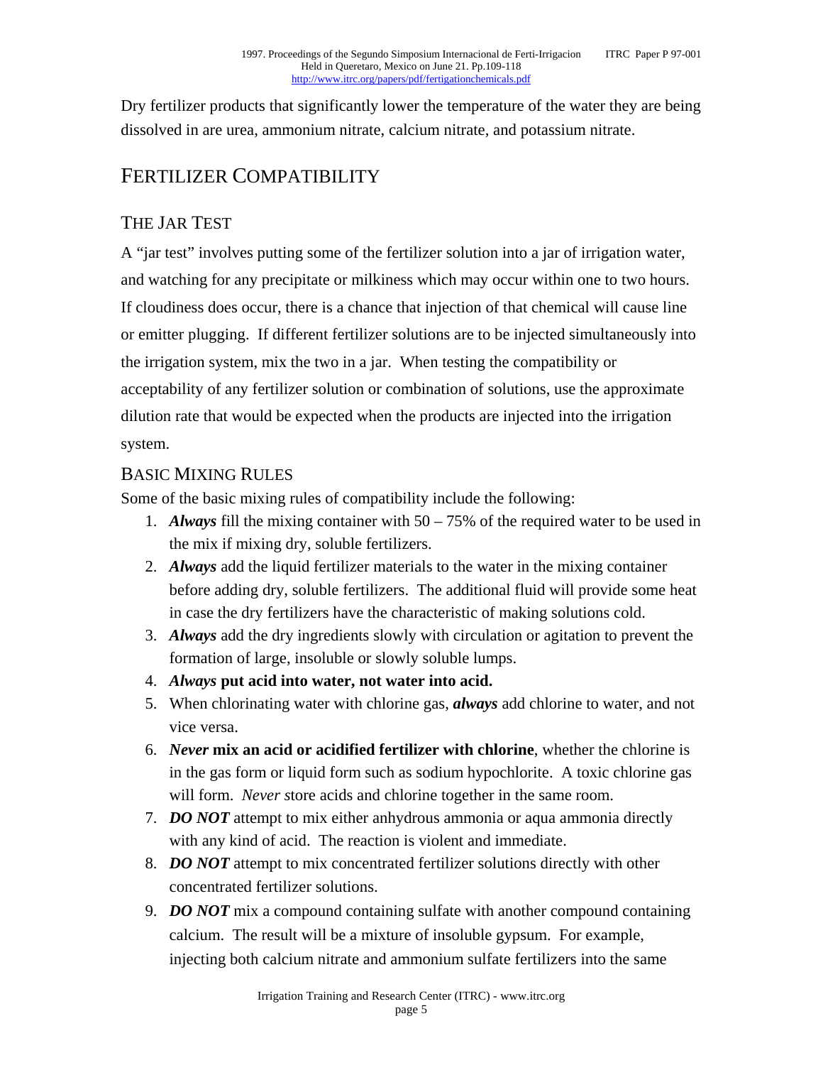Dry fertilizer products that significantly lower the temperature of the water they are being dissolved in are urea, ammonium nitrate, calcium nitrate, and potassium nitrate.

## FERTILIZER COMPATIBILITY

### THE JAR TEST

A "jar test" involves putting some of the fertilizer solution into a jar of irrigation water, and watching for any precipitate or milkiness which may occur within one to two hours. If cloudiness does occur, there is a chance that injection of that chemical will cause line or emitter plugging. If different fertilizer solutions are to be injected simultaneously into the irrigation system, mix the two in a jar. When testing the compatibility or acceptability of any fertilizer solution or combination of solutions, use the approximate dilution rate that would be expected when the products are injected into the irrigation system.

### BASIC MIXING RULES

Some of the basic mixing rules of compatibility include the following:

1. ***Always*** fill the mixing container with 50 – 75% of the required water to be used in the mix if mixing dry, soluble fertilizers.
2. ***Always*** add the liquid fertilizer materials to the water in the mixing container before adding dry, soluble fertilizers. The additional fluid will provide some heat in case the dry fertilizers have the characteristic of making solutions cold.
3. ***Always*** add the dry ingredients slowly with circulation or agitation to prevent the formation of large, insoluble or slowly soluble lumps.
4. ***Always* put acid into water, not water into acid.**
5. When chlorinating water with chlorine gas, ***always*** add chlorine to water, and not vice versa.
6. ***Never* mix an acid or acidified fertilizer with chlorine**, whether the chlorine is in the gas form or liquid form such as sodium hypochlorite. A toxic chlorine gas will form. *Never* store acids and chlorine together in the same room.
7. ***DO NOT*** attempt to mix either anhydrous ammonia or aqua ammonia directly with any kind of acid. The reaction is violent and immediate.
8. ***DO NOT*** attempt to mix concentrated fertilizer solutions directly with other concentrated fertilizer solutions.
9. ***DO NOT*** mix a compound containing sulfate with another compound containing calcium. The result will be a mixture of insoluble gypsum. For example, injecting both calcium nitrate and ammonium sulfate fertilizers into the same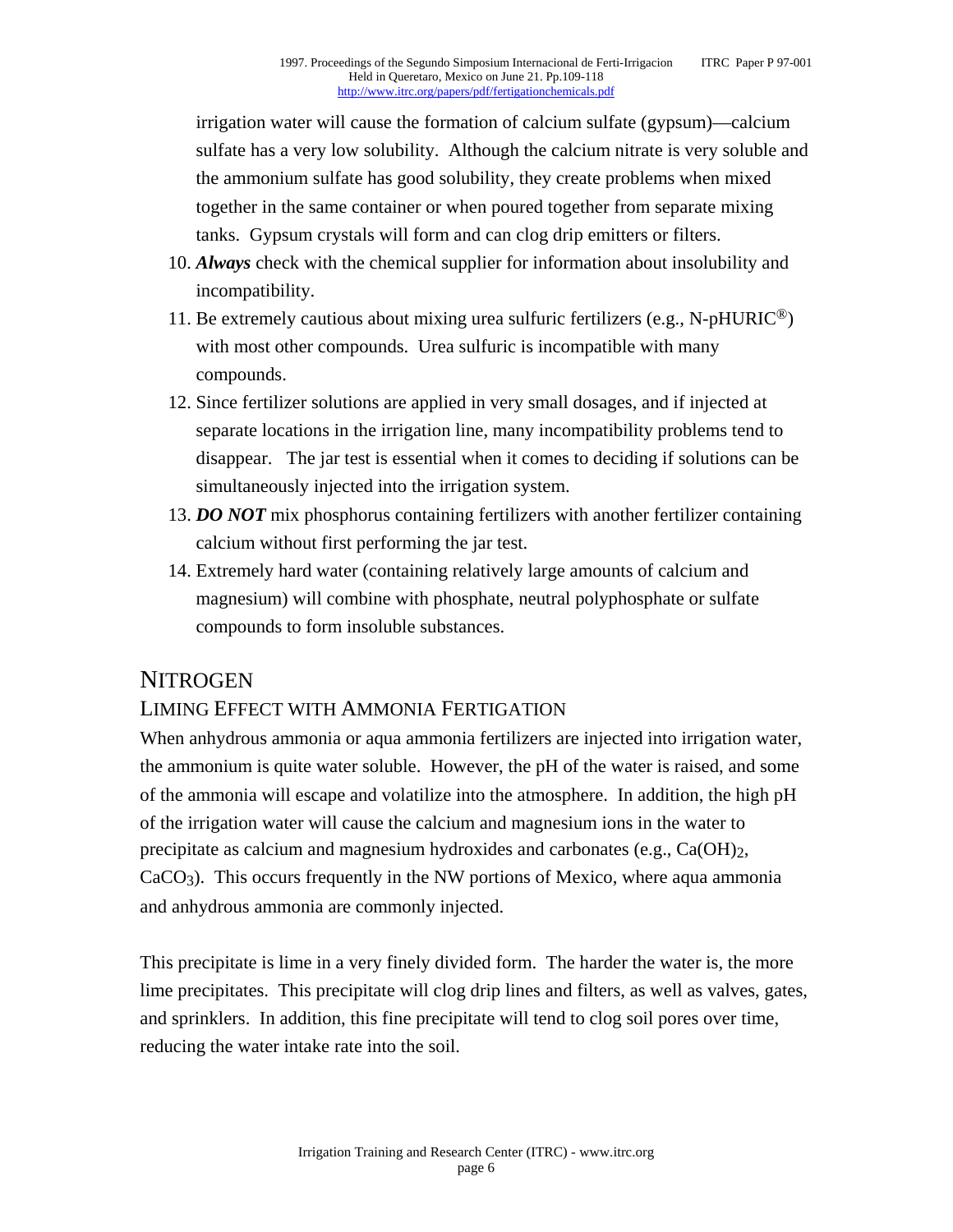irrigation water will cause the formation of calcium sulfate (gypsum)—calcium sulfate has a very low solubility. Although the calcium nitrate is very soluble and the ammonium sulfate has good solubility, they create problems when mixed together in the same container or when poured together from separate mixing tanks. Gypsum crystals will form and can clog drip emitters or filters.

10. ***Always*** check with the chemical supplier for information about insolubility and incompatibility.
11. Be extremely cautious about mixing urea sulfuric fertilizers (e.g., N-pHURIC®) with most other compounds. Urea sulfuric is incompatible with many compounds.
12. Since fertilizer solutions are applied in very small dosages, and if injected at separate locations in the irrigation line, many incompatibility problems tend to disappear. The jar test is essential when it comes to deciding if solutions can be simultaneously injected into the irrigation system.
13. ***DO NOT*** mix phosphorus containing fertilizers with another fertilizer containing calcium without first performing the jar test.
14. Extremely hard water (containing relatively large amounts of calcium and magnesium) will combine with phosphate, neutral polyphosphate or sulfate compounds to form insoluble substances.

## NITROGEN

### LIMING EFFECT WITH AMMONIA FERTIGATION

When anhydrous ammonia or aqua ammonia fertilizers are injected into irrigation water, the ammonium is quite water soluble. However, the pH of the water is raised, and some of the ammonia will escape and volatilize into the atmosphere. In addition, the high pH of the irrigation water will cause the calcium and magnesium ions in the water to precipitate as calcium and magnesium hydroxides and carbonates (e.g., $Ca(OH)_2$, $CaCO_3$). This occurs frequently in the NW portions of Mexico, where aqua ammonia and anhydrous ammonia are commonly injected.

This precipitate is lime in a very finely divided form. The harder the water is, the more lime precipitates. This precipitate will clog drip lines and filters, as well as valves, gates, and sprinklers. In addition, this fine precipitate will tend to clog soil pores over time, reducing the water intake rate into the soil.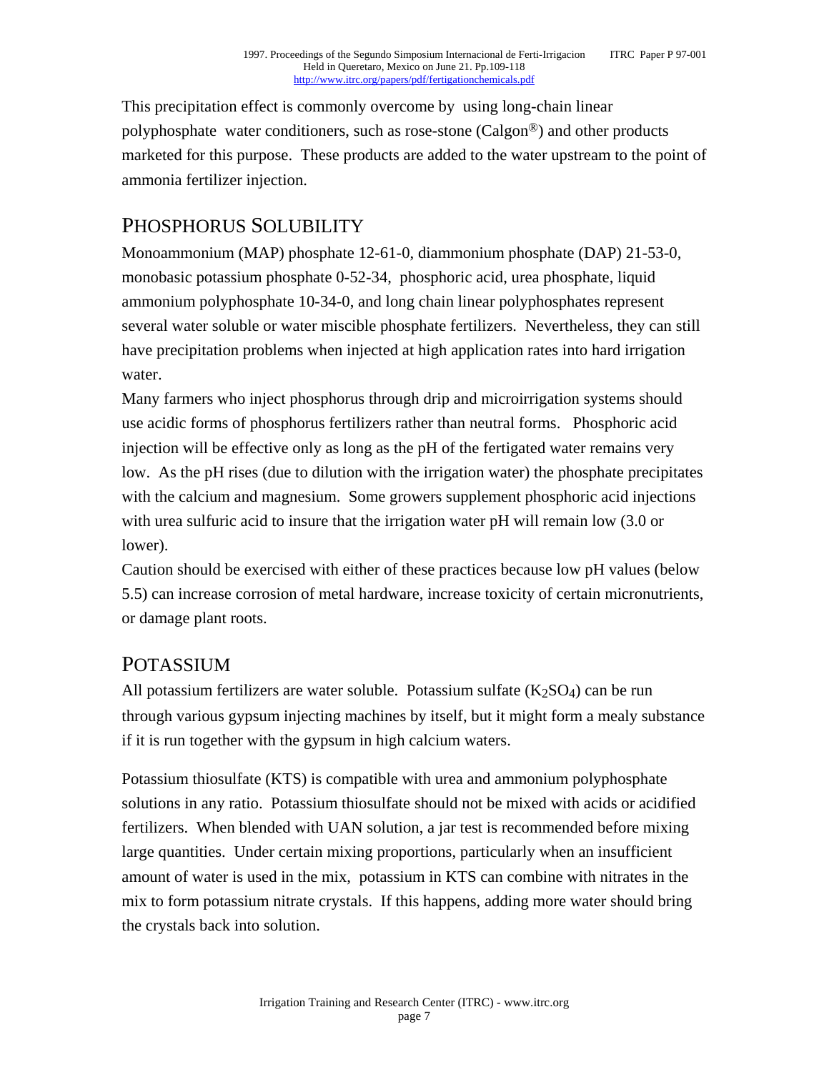This precipitation effect is commonly overcome by using long-chain linear polyphosphate water conditioners, such as rose-stone (Calgon®) and other products marketed for this purpose. These products are added to the water upstream to the point of ammonia fertilizer injection.

## PHOSPHORUS SOLUBILITY

Monoammonium (MAP) phosphate 12-61-0, diammonium phosphate (DAP) 21-53-0, monobasic potassium phosphate 0-52-34, phosphoric acid, urea phosphate, liquid ammonium polyphosphate 10-34-0, and long chain linear polyphosphates represent several water soluble or water miscible phosphate fertilizers. Nevertheless, they can still have precipitation problems when injected at high application rates into hard irrigation water.

Many farmers who inject phosphorus through drip and microirrigation systems should use acidic forms of phosphorus fertilizers rather than neutral forms. Phosphoric acid injection will be effective only as long as the pH of the fertigated water remains very low. As the pH rises (due to dilution with the irrigation water) the phosphate precipitates with the calcium and magnesium. Some growers supplement phosphoric acid injections with urea sulfuric acid to insure that the irrigation water pH will remain low (3.0 or lower).

Caution should be exercised with either of these practices because low pH values (below 5.5) can increase corrosion of metal hardware, increase toxicity of certain micronutrients, or damage plant roots.

## POTASSIUM

All potassium fertilizers are water soluble. Potassium sulfate ($K_2SO_4$) can be run through various gypsum injecting machines by itself, but it might form a mealy substance if it is run together with the gypsum in high calcium waters.

Potassium thiosulfate (KTS) is compatible with urea and ammonium polyphosphate solutions in any ratio. Potassium thiosulfate should not be mixed with acids or acidified fertilizers. When blended with UAN solution, a jar test is recommended before mixing large quantities. Under certain mixing proportions, particularly when an insufficient amount of water is used in the mix, potassium in KTS can combine with nitrates in the mix to form potassium nitrate crystals. If this happens, adding more water should bring the crystals back into solution.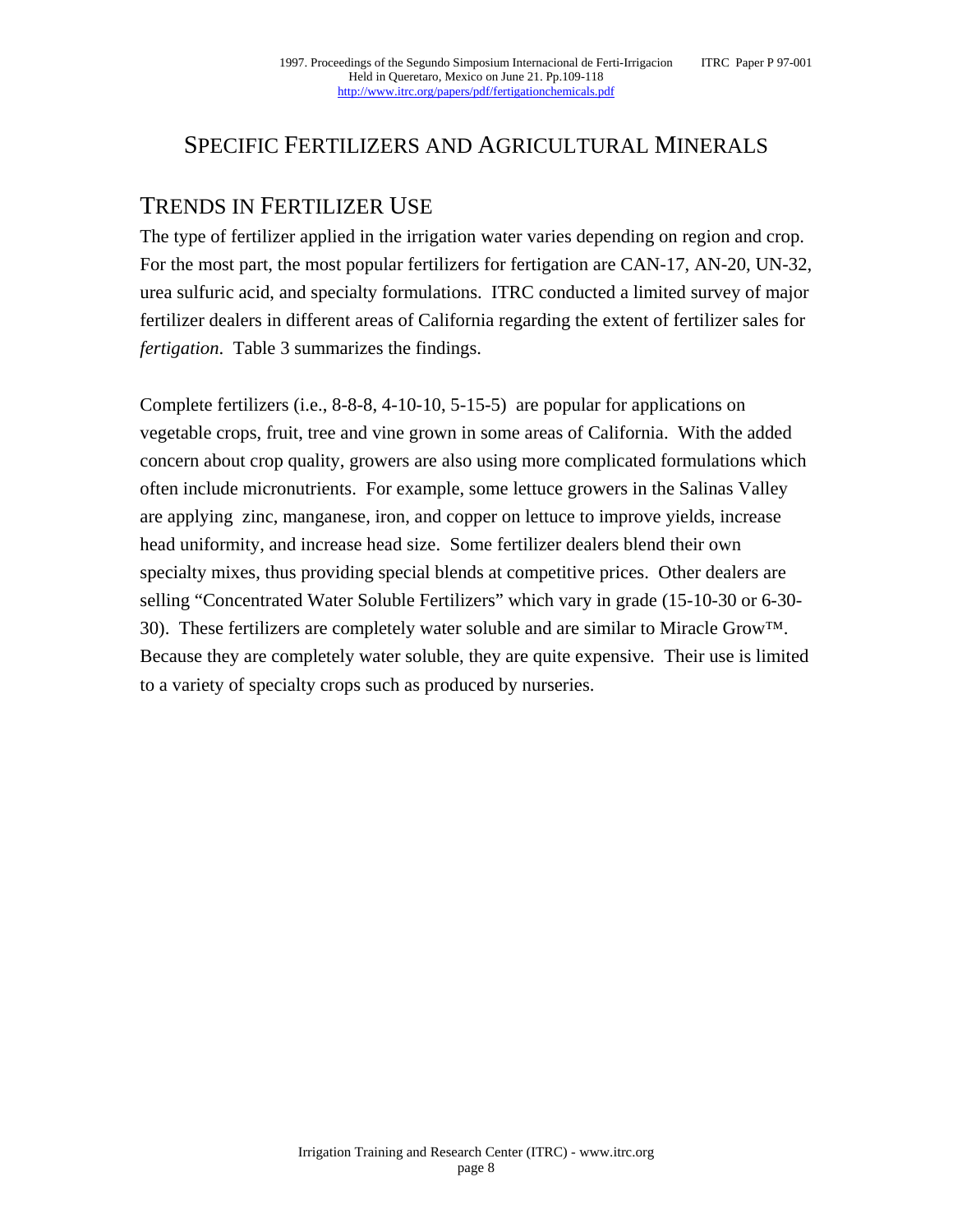# Specific Fertilizers and Agricultural Minerals

## Trends in Fertilizer Use

The type of fertilizer applied in the irrigation water varies depending on region and crop. For the most part, the most popular fertilizers for fertigation are CAN-17, AN-20, UN-32, urea sulfuric acid, and specialty formulations. ITRC conducted a limited survey of major fertilizer dealers in different areas of California regarding the extent of fertilizer sales for *fertigation*. Table 3 summarizes the findings.

Complete fertilizers (i.e., 8-8-8, 4-10-10, 5-15-5) are popular for applications on vegetable crops, fruit, tree and vine grown in some areas of California. With the added concern about crop quality, growers are also using more complicated formulations which often include micronutrients. For example, some lettuce growers in the Salinas Valley are applying zinc, manganese, iron, and copper on lettuce to improve yields, increase head uniformity, and increase head size. Some fertilizer dealers blend their own specialty mixes, thus providing special blends at competitive prices. Other dealers are selling "Concentrated Water Soluble Fertilizers" which vary in grade (15-10-30 or 6-30-30). These fertilizers are completely water soluble and are similar to Miracle Grow™. Because they are completely water soluble, they are quite expensive. Their use is limited to a variety of specialty crops such as produced by nurseries.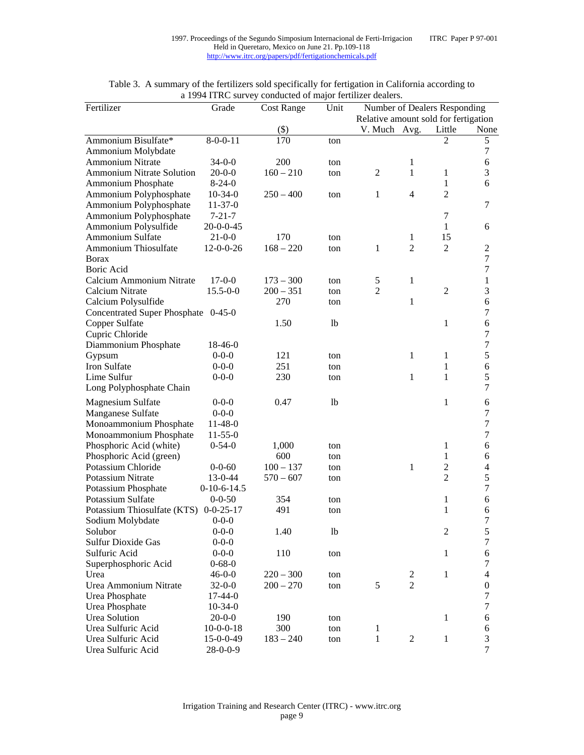Table 3. A summary of the fertilizers sold specifically for fertigation in California according to a 1994 ITRC survey conducted of major fertilizer dealers.

| Fertilizer | Grade | Cost Range | Unit | Number of Dealers Responding Relative amount sold for fertigation | | | |
|---|---|---|---|---|---|---|---|
| | | ($) | | V. Much | Avg. | Little | None |
| Ammonium Bisulfate* | 8-0-0-11 | 170 | ton | | | 2 | 5 |
| Ammonium Molybdate | | | | | | | 7 |
| Ammonium Nitrate | 34-0-0 | 200 | ton | | 1 | | 6 |
| Ammonium Nitrate Solution | 20-0-0 | 160 – 210 | ton | 2 | 1 | 1 | 3 |
| Ammonium Phosphate | 8-24-0 | | | | | 1 | 6 |
| Ammonium Polyphosphate | 10-34-0 | 250 – 400 | ton | 1 | 4 | 2 | |
| Ammonium Polyphosphate | 11-37-0 | | | | | | 7 |
| Ammonium Polyphosphate | 7-21-7 | | | | | 7 | |
| Ammonium Polysulfide | 20-0-0-45 | | | | | 1 | 6 |
| Ammonium Sulfate | 21-0-0 | 170 | ton | | 1 | 15 | |
| Ammonium Thiosulfate | 12-0-0-26 | 168 – 220 | ton | 1 | 2 | 2 | 2 |
| Borax | | | | | | | 7 |
| Boric Acid | | | | | | | 7 |
| Calcium Ammonium Nitrate | 17-0-0 | 173 – 300 | ton | 5 | 1 | | 1 |
| Calcium Nitrate | 15.5-0-0 | 200 – 351 | ton | 2 | | 2 | 3 |
| Calcium Polysulfide | | 270 | ton | | 1 | | 6 |
| Concentrated Super Phosphate | 0-45-0 | | | | | | 7 |
| Copper Sulfate | | 1.50 | lb | | | 1 | 6 |
| Cupric Chloride | | | | | | | 7 |
| Diammonium Phosphate | 18-46-0 | | | | | | 7 |
| Gypsum | 0-0-0 | 121 | ton | | 1 | 1 | 5 |
| Iron Sulfate | 0-0-0 | 251 | ton | | | 1 | 6 |
| Lime Sulfur | 0-0-0 | 230 | ton | | 1 | 1 | 5 |
| Long Polyphosphate Chain | | | | | | | 7 |
| Magnesium Sulfate | 0-0-0 | 0.47 | lb | | | 1 | 6 |
| Manganese Sulfate | 0-0-0 | | | | | | 7 |
| Monoammonium Phosphate | 11-48-0 | | | | | | 7 |
| Monoammonium Phosphate | 11-55-0 | | | | | | 7 |
| Phosphoric Acid (white) | 0-54-0 | 1,000 | ton | | | 1 | 6 |
| Phosphoric Acid (green) | | 600 | ton | | | 1 | 6 |
| Potassium Chloride | 0-0-60 | 100 – 137 | ton | | 1 | 2 | 4 |
| Potassium Nitrate | 13-0-44 | 570 – 607 | ton | | | 2 | 5 |
| Potassium Phosphate | 0-10-6-14.5 | | | | | | 7 |
| Potassium Sulfate | 0-0-50 | 354 | ton | | | 1 | 6 |
| Potassium Thiosulfate (KTS) | 0-0-25-17 | 491 | ton | | | 1 | 6 |
| Sodium Molybdate | 0-0-0 | | | | | | 7 |
| Solubor | 0-0-0 | 1.40 | lb | | | 2 | 5 |
| Sulfur Dioxide Gas | 0-0-0 | | | | | | 7 |
| Sulfuric Acid | 0-0-0 | 110 | ton | | | 1 | 6 |
| Superphosphoric Acid | 0-68-0 | | | | | | 7 |
| Urea | 46-0-0 | 220 – 300 | ton | | 2 | 1 | 4 |
| Urea Ammonium Nitrate | 32-0-0 | 200 – 270 | ton | 5 | 2 | | 0 |
| Urea Phosphate | 17-44-0 | | | | | | 7 |
| Urea Phosphate | 10-34-0 | | | | | | 7 |
| Urea Solution | 20-0-0 | 190 | ton | | | 1 | 6 |
| Urea Sulfuric Acid | 10-0-0-18 | 300 | ton | 1 | | | 6 |
| Urea Sulfuric Acid | 15-0-0-49 | 183 – 240 | ton | 1 | 2 | 1 | 3 |
| Urea Sulfuric Acid | 28-0-0-9 | | | | | | 7 |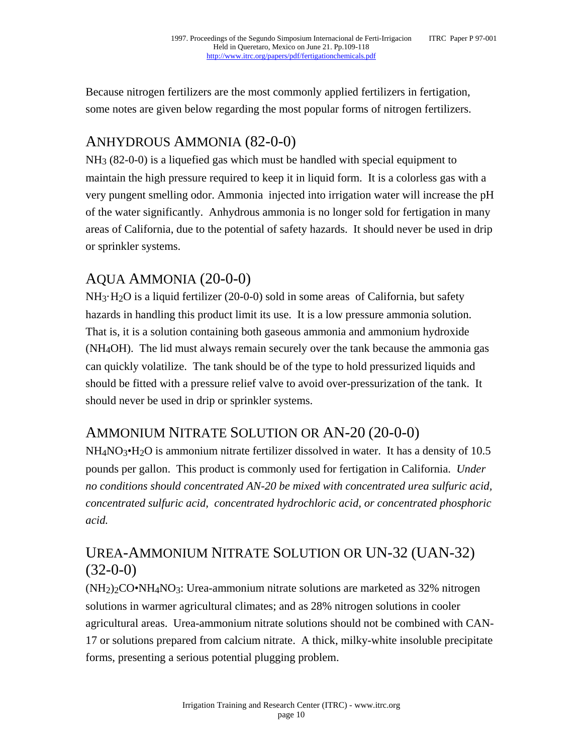Because nitrogen fertilizers are the most commonly applied fertilizers in fertigation, some notes are given below regarding the most popular forms of nitrogen fertilizers.

## ANHYDROUS AMMONIA (82-0-0)

$NH_3$ (82-0-0) is a liquefied gas which must be handled with special equipment to maintain the high pressure required to keep it in liquid form. It is a colorless gas with a very pungent smelling odor. Ammonia injected into irrigation water will increase the pH of the water significantly. Anhydrous ammonia is no longer sold for fertigation in many areas of California, due to the potential of safety hazards. It should never be used in drip or sprinkler systems.

## AQUA AMMONIA (20-0-0)

$NH_3 \cdot H_2O$ is a liquid fertilizer (20-0-0) sold in some areas of California, but safety hazards in handling this product limit its use. It is a low pressure ammonia solution. That is, it is a solution containing both gaseous ammonia and ammonium hydroxide ($NH_4OH$). The lid must always remain securely over the tank because the ammonia gas can quickly volatilize. The tank should be of the type to hold pressurized liquids and should be fitted with a pressure relief valve to avoid over-pressurization of the tank. It should never be used in drip or sprinkler systems.

## AMMONIUM NITRATE SOLUTION OR AN-20 (20-0-0)

$NH_4NO_3 \bullet H_2O$ is ammonium nitrate fertilizer dissolved in water. It has a density of 10.5 pounds per gallon. This product is commonly used for fertigation in California. *Under no conditions should concentrated AN-20 be mixed with concentrated urea sulfuric acid, concentrated sulfuric acid, concentrated hydrochloric acid, or concentrated phosphoric acid.*

## UREA-AMMONIUM NITRATE SOLUTION OR UN-32 (UAN-32) (32-0-0)

$(NH_2)_2CO \bullet NH_4NO_3$: Urea-ammonium nitrate solutions are marketed as 32% nitrogen solutions in warmer agricultural climates; and as 28% nitrogen solutions in cooler agricultural areas. Urea-ammonium nitrate solutions should not be combined with CAN-17 or solutions prepared from calcium nitrate. A thick, milky-white insoluble precipitate forms, presenting a serious potential plugging problem.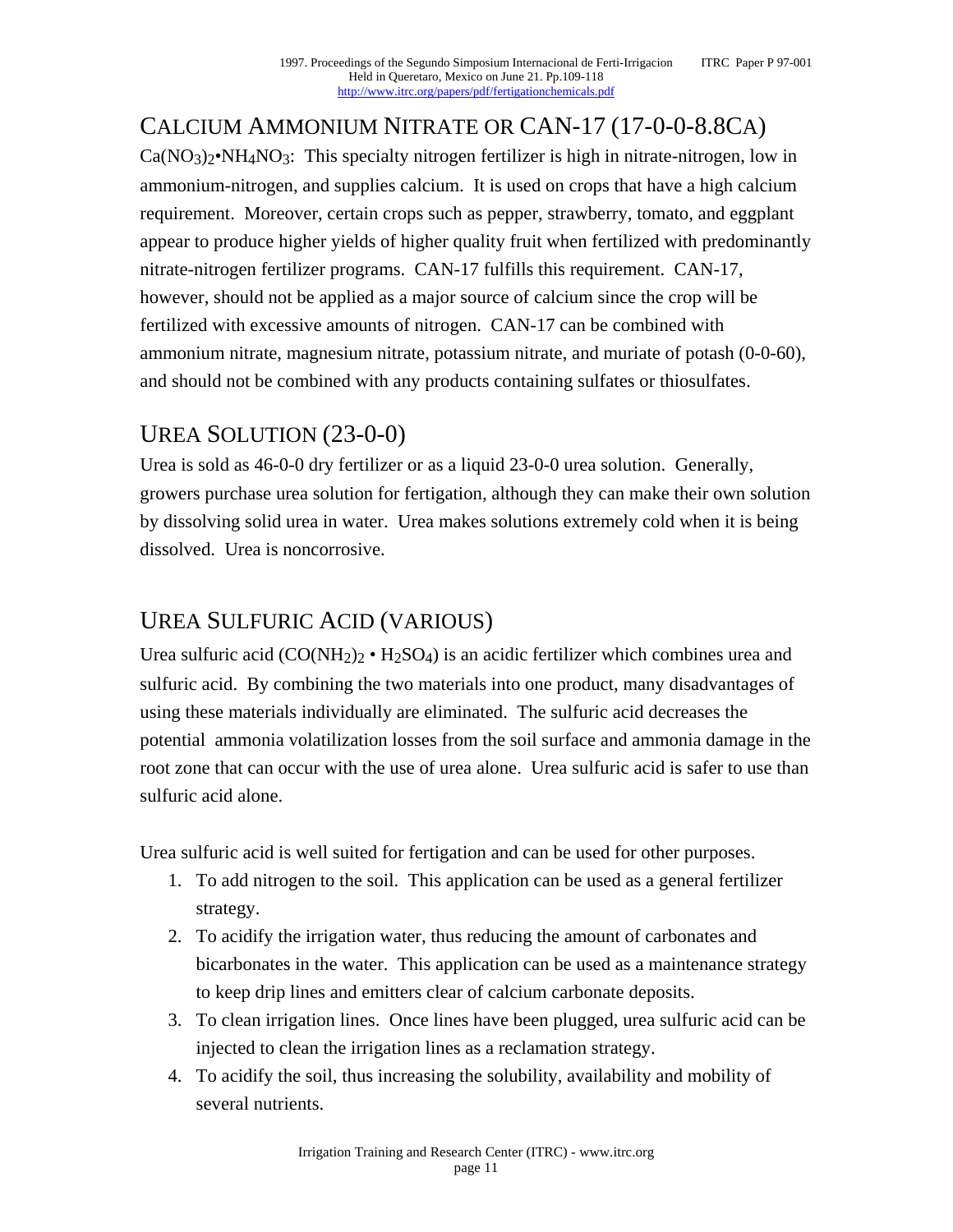## Calcium Ammonium Nitrate or CAN-17 (17-0-0-8.8Ca)

$Ca(NO_3)_2$•$NH_4NO_3$: This specialty nitrogen fertilizer is high in nitrate-nitrogen, low in ammonium-nitrogen, and supplies calcium. It is used on crops that have a high calcium requirement. Moreover, certain crops such as pepper, strawberry, tomato, and eggplant appear to produce higher yields of higher quality fruit when fertilized with predominantly nitrate-nitrogen fertilizer programs. CAN-17 fulfills this requirement. CAN-17, however, should not be applied as a major source of calcium since the crop will be fertilized with excessive amounts of nitrogen. CAN-17 can be combined with ammonium nitrate, magnesium nitrate, potassium nitrate, and muriate of potash (0-0-60), and should not be combined with any products containing sulfates or thiosulfates.

## Urea Solution (23-0-0)

Urea is sold as 46-0-0 dry fertilizer or as a liquid 23-0-0 urea solution. Generally, growers purchase urea solution for fertigation, although they can make their own solution by dissolving solid urea in water. Urea makes solutions extremely cold when it is being dissolved. Urea is noncorrosive.

## Urea Sulfuric Acid (Various)

Urea sulfuric acid ($CO(NH_2)_2$ • $H_2SO_4$) is an acidic fertilizer which combines urea and sulfuric acid. By combining the two materials into one product, many disadvantages of using these materials individually are eliminated. The sulfuric acid decreases the potential ammonia volatilization losses from the soil surface and ammonia damage in the root zone that can occur with the use of urea alone. Urea sulfuric acid is safer to use than sulfuric acid alone.

Urea sulfuric acid is well suited for fertigation and can be used for other purposes.

1. To add nitrogen to the soil. This application can be used as a general fertilizer strategy.
2. To acidify the irrigation water, thus reducing the amount of carbonates and bicarbonates in the water. This application can be used as a maintenance strategy to keep drip lines and emitters clear of calcium carbonate deposits.
3. To clean irrigation lines. Once lines have been plugged, urea sulfuric acid can be injected to clean the irrigation lines as a reclamation strategy.
4. To acidify the soil, thus increasing the solubility, availability and mobility of several nutrients.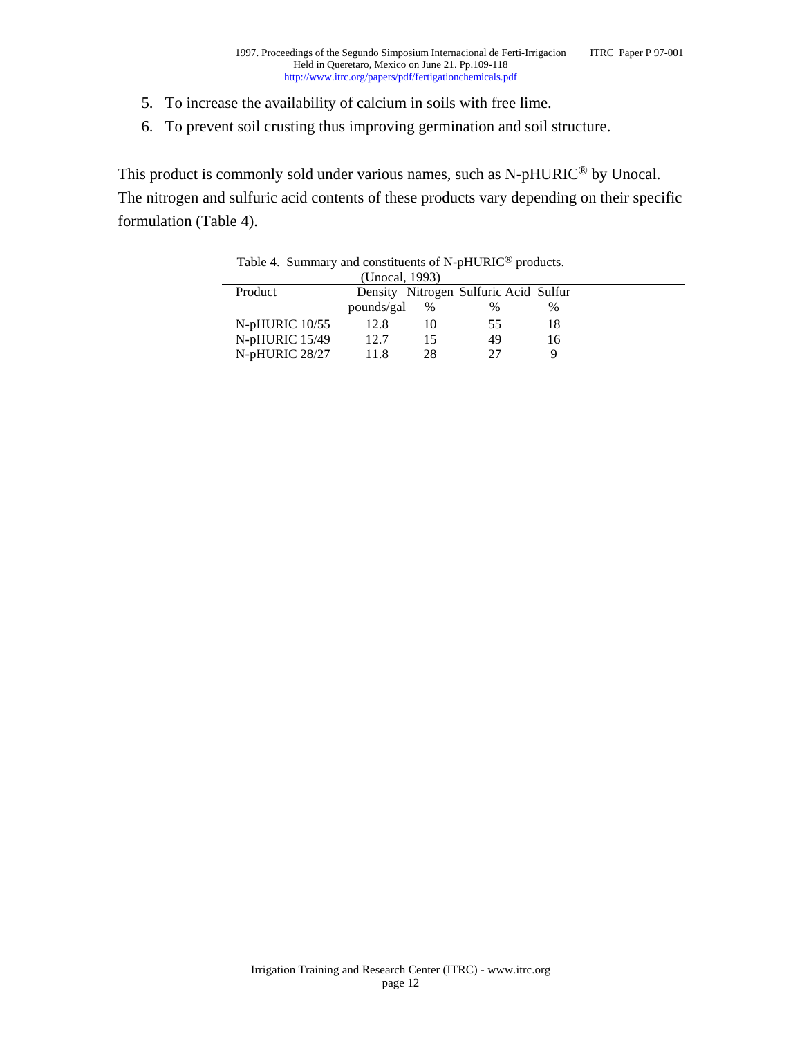5. To increase the availability of calcium in soils with free lime.
6. To prevent soil crusting thus improving germination and soil structure.

This product is commonly sold under various names, such as N-pHURIC® by Unocal. The nitrogen and sulfuric acid contents of these products vary depending on their specific formulation (Table 4).

Table 4. Summary and constituents of N-pHURIC® products. (Unocal, 1993)

| Product | Density | Nitrogen | Sulfuric Acid | Sulfur |
|---|---|---|---|---|
| | pounds/gal | % | % | % |
| N-pHURIC 10/55 | 12.8 | 10 | 55 | 18 |
| N-pHURIC 15/49 | 12.7 | 15 | 49 | 16 |
| N-pHURIC 28/27 | 11.8 | 28 | 27 | 9 |